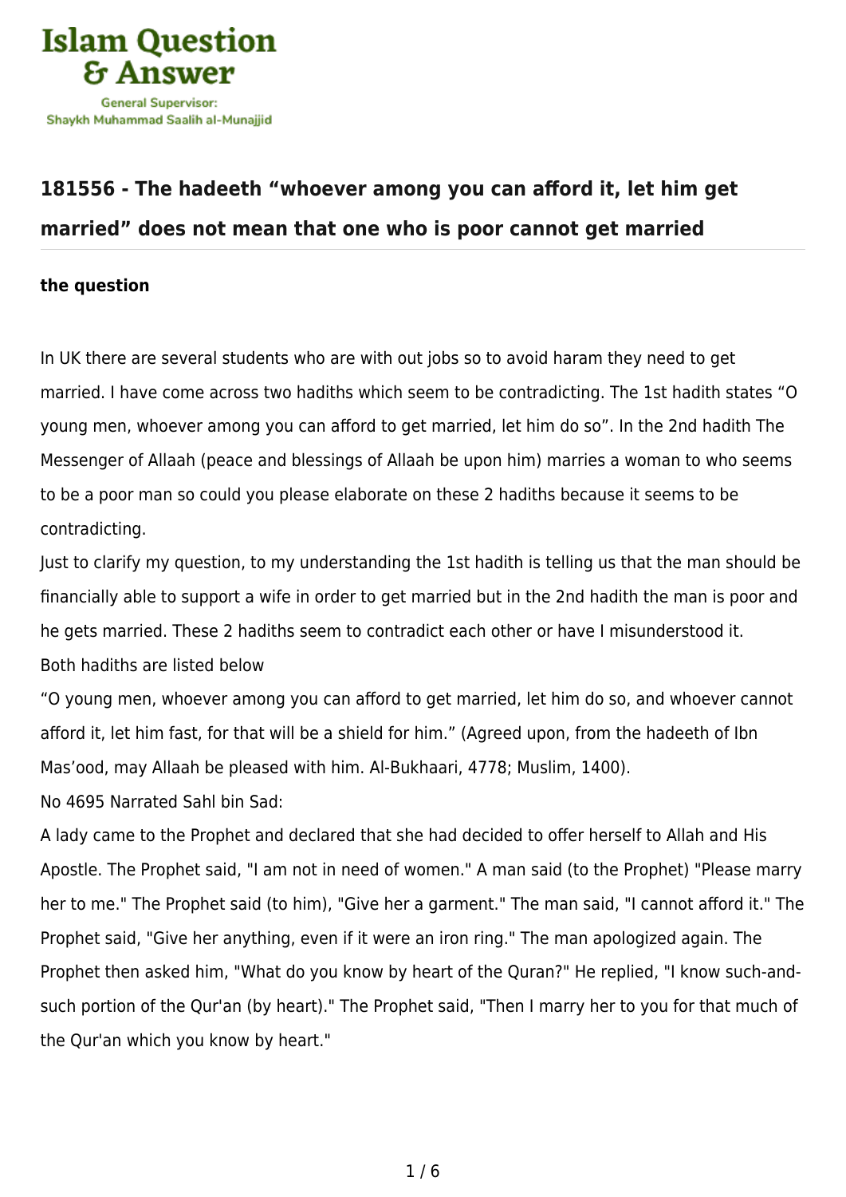# 181556 - The hadeeth "whoever among you can afford it, let him get married" does not mean that one who is poor cannot get married

**the question**

In UK there are several students who are with out jobs so to avoid haram they need to get married. I have come across two hadiths which seem to be contradicting. The 1st hadith states "O young men, whoever among you can afford to get married, let him do so". In the 2nd hadith The Messenger of Allaah (peace and blessings of Allaah be upon him) marries a woman to who seems to be a poor man so could you please elaborate on these 2 hadiths because it seems to be contradicting.

Just to clarify my question, to my understanding the 1st hadith is telling us that the man should be financially able to support a wife in order to get married but in the 2nd hadith the man is poor and he gets married. These 2 hadiths seem to contradict each other or have I misunderstood it.

Both hadiths are listed below

"O young men, whoever among you can afford to get married, let him do so, and whoever cannot afford it, let him fast, for that will be a shield for him." (Agreed upon, from the hadeeth of Ibn Mas'ood, may Allaah be pleased with him. Al-Bukhaari, 4778; Muslim, 1400).

No 4695 Narrated Sahl bin Sad:

A lady came to the Prophet and declared that she had decided to offer herself to Allah and His Apostle. The Prophet said, "I am not in need of women." A man said (to the Prophet) "Please marry her to me." The Prophet said (to him), "Give her a garment." The man said, "I cannot afford it." The Prophet said, "Give her anything, even if it were an iron ring." The man apologized again. The Prophet then asked him, "What do you know by heart of the Quran?" He replied, "I know such-and-such portion of the Qur'an (by heart)." The Prophet said, "Then I marry her to you for that much of the Qur'an which you know by heart."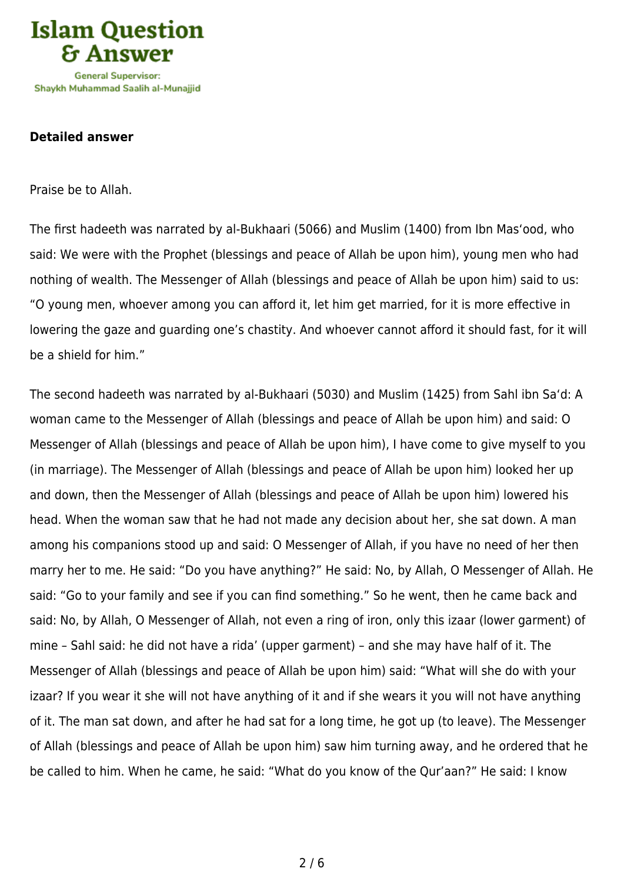**Detailed answer**

Praise be to Allah.

The first hadeeth was narrated by al-Bukhaari (5066) and Muslim (1400) from Ibn Mas'ood, who said: We were with the Prophet (blessings and peace of Allah be upon him), young men who had nothing of wealth. The Messenger of Allah (blessings and peace of Allah be upon him) said to us: "O young men, whoever among you can afford it, let him get married, for it is more effective in lowering the gaze and guarding one's chastity. And whoever cannot afford it should fast, for it will be a shield for him."

The second hadeeth was narrated by al-Bukhaari (5030) and Muslim (1425) from Sahl ibn Sa'd: A woman came to the Messenger of Allah (blessings and peace of Allah be upon him) and said: O Messenger of Allah (blessings and peace of Allah be upon him), I have come to give myself to you (in marriage). The Messenger of Allah (blessings and peace of Allah be upon him) looked her up and down, then the Messenger of Allah (blessings and peace of Allah be upon him) lowered his head. When the woman saw that he had not made any decision about her, she sat down. A man among his companions stood up and said: O Messenger of Allah, if you have no need of her then marry her to me. He said: "Do you have anything?" He said: No, by Allah, O Messenger of Allah. He said: "Go to your family and see if you can find something." So he went, then he came back and said: No, by Allah, O Messenger of Allah, not even a ring of iron, only this izaar (lower garment) of mine – Sahl said: he did not have a rida' (upper garment) – and she may have half of it. The Messenger of Allah (blessings and peace of Allah be upon him) said: "What will she do with your izaar? If you wear it she will not have anything of it and if she wears it you will not have anything of it. The man sat down, and after he had sat for a long time, he got up (to leave). The Messenger of Allah (blessings and peace of Allah be upon him) saw him turning away, and he ordered that he be called to him. When he came, he said: "What do you know of the Qur'aan?" He said: I know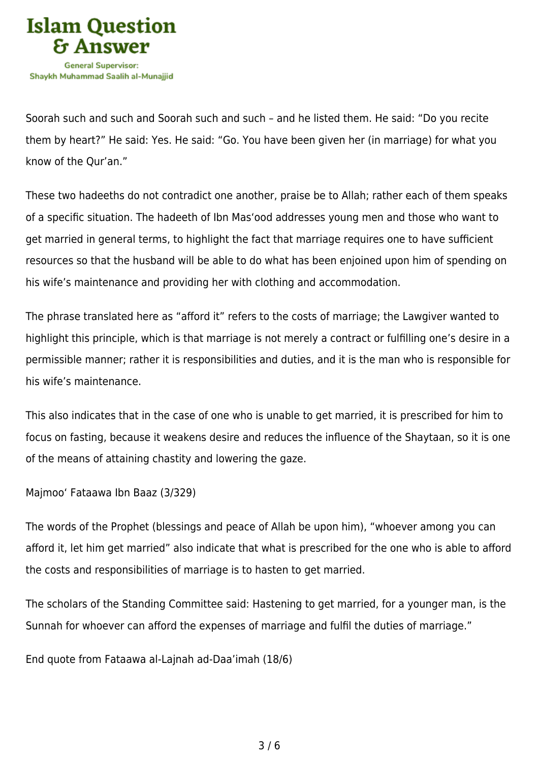Soorah such and such and Soorah such and such – and he listed them. He said: “Do you recite them by heart?” He said: Yes. He said: “Go. You have been given her (in marriage) for what you know of the Qur’an.”

These two hadeeths do not contradict one another, praise be to Allah; rather each of them speaks of a specific situation. The hadeeth of Ibn Mas‘ood addresses young men and those who want to get married in general terms, to highlight the fact that marriage requires one to have sufficient resources so that the husband will be able to do what has been enjoined upon him of spending on his wife’s maintenance and providing her with clothing and accommodation.

The phrase translated here as “afford it” refers to the costs of marriage; the Lawgiver wanted to highlight this principle, which is that marriage is not merely a contract or fulfilling one’s desire in a permissible manner; rather it is responsibilities and duties, and it is the man who is responsible for his wife’s maintenance.

This also indicates that in the case of one who is unable to get married, it is prescribed for him to focus on fasting, because it weakens desire and reduces the influence of the Shaytaan, so it is one of the means of attaining chastity and lowering the gaze.

Majmoo‘ Fataawa Ibn Baaz (3/329)

The words of the Prophet (blessings and peace of Allah be upon him), “whoever among you can afford it, let him get married” also indicate that what is prescribed for the one who is able to afford the costs and responsibilities of marriage is to hasten to get married.

The scholars of the Standing Committee said: Hastening to get married, for a younger man, is the Sunnah for whoever can afford the expenses of marriage and fulfil the duties of marriage.”

End quote from Fataawa al-Lajnah ad-Daa’imah (18/6)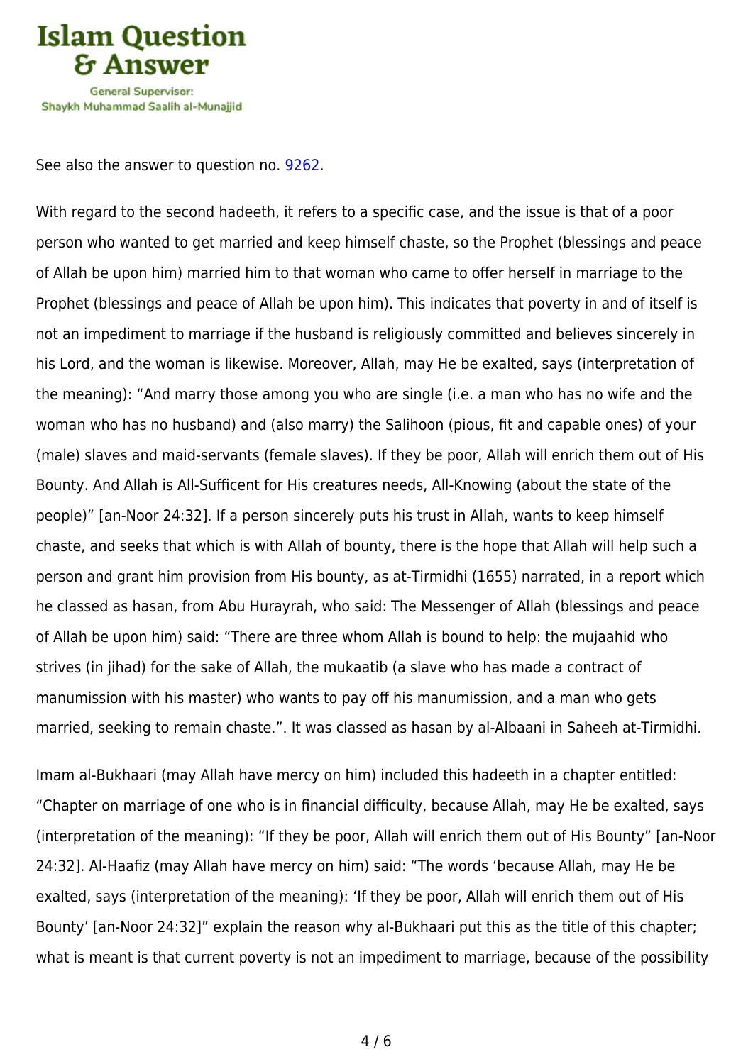See also the answer to question no. 9262.

With regard to the second hadeeth, it refers to a specific case, and the issue is that of a poor person who wanted to get married and keep himself chaste, so the Prophet (blessings and peace of Allah be upon him) married him to that woman who came to offer herself in marriage to the Prophet (blessings and peace of Allah be upon him). This indicates that poverty in and of itself is not an impediment to marriage if the husband is religiously committed and believes sincerely in his Lord, and the woman is likewise. Moreover, Allah, may He be exalted, says (interpretation of the meaning): "And marry those among you who are single (i.e. a man who has no wife and the woman who has no husband) and (also marry) the Salihoon (pious, fit and capable ones) of your (male) slaves and maid-servants (female slaves). If they be poor, Allah will enrich them out of His Bounty. And Allah is All-Sufficent for His creatures needs, All-Knowing (about the state of the people)" [an-Noor 24:32]. If a person sincerely puts his trust in Allah, wants to keep himself chaste, and seeks that which is with Allah of bounty, there is the hope that Allah will help such a person and grant him provision from His bounty, as at-Tirmidhi (1655) narrated, in a report which he classed as hasan, from Abu Hurayrah, who said: The Messenger of Allah (blessings and peace of Allah be upon him) said: "There are three whom Allah is bound to help: the mujaahid who strives (in jihad) for the sake of Allah, the mukaatib (a slave who has made a contract of manumission with his master) who wants to pay off his manumission, and a man who gets married, seeking to remain chaste.". It was classed as hasan by al-Albaani in Saheeh at-Tirmidhi.

Imam al-Bukhaari (may Allah have mercy on him) included this hadeeth in a chapter entitled: "Chapter on marriage of one who is in financial difficulty, because Allah, may He be exalted, says (interpretation of the meaning): "If they be poor, Allah will enrich them out of His Bounty" [an-Noor 24:32]. Al-Haafiz (may Allah have mercy on him) said: "The words 'because Allah, may He be exalted, says (interpretation of the meaning): 'If they be poor, Allah will enrich them out of His Bounty' [an-Noor 24:32]" explain the reason why al-Bukhaari put this as the title of this chapter; what is meant is that current poverty is not an impediment to marriage, because of the possibility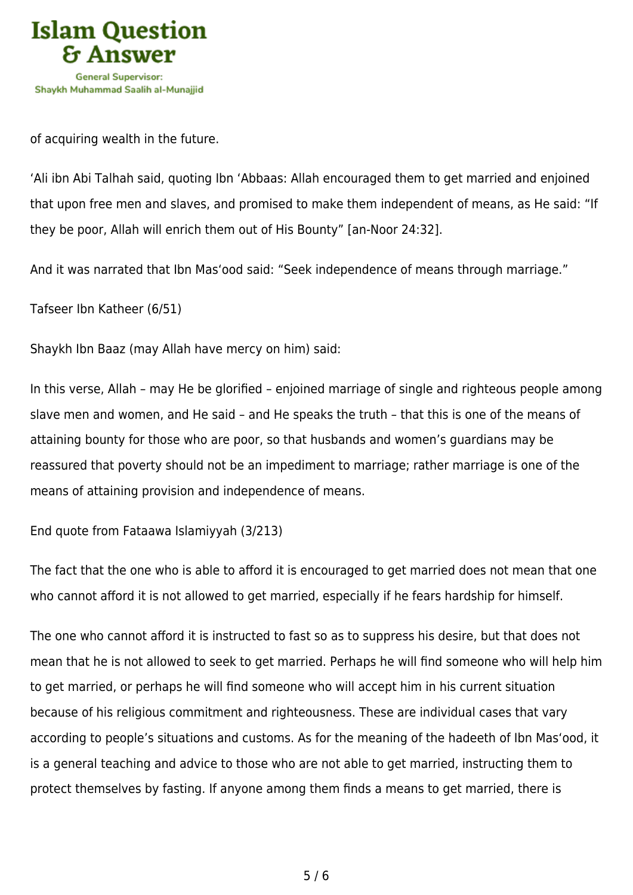of acquiring wealth in the future.

‘Ali ibn Abi Talhah said, quoting Ibn ‘Abbaas: Allah encouraged them to get married and enjoined that upon free men and slaves, and promised to make them independent of means, as He said: “If they be poor, Allah will enrich them out of His Bounty” [an-Noor 24:32].

And it was narrated that Ibn Mas‘ood said: “Seek independence of means through marriage.”

Tafseer Ibn Katheer (6/51)

Shaykh Ibn Baaz (may Allah have mercy on him) said:

In this verse, Allah – may He be glorified – enjoined marriage of single and righteous people among slave men and women, and He said – and He speaks the truth – that this is one of the means of attaining bounty for those who are poor, so that husbands and women’s guardians may be reassured that poverty should not be an impediment to marriage; rather marriage is one of the means of attaining provision and independence of means.

End quote from Fataawa Islamiyyah (3/213)

The fact that the one who is able to afford it is encouraged to get married does not mean that one who cannot afford it is not allowed to get married, especially if he fears hardship for himself.

The one who cannot afford it is instructed to fast so as to suppress his desire, but that does not mean that he is not allowed to seek to get married. Perhaps he will find someone who will help him to get married, or perhaps he will find someone who will accept him in his current situation because of his religious commitment and righteousness. These are individual cases that vary according to people’s situations and customs. As for the meaning of the hadeeth of Ibn Mas‘ood, it is a general teaching and advice to those who are not able to get married, instructing them to protect themselves by fasting. If anyone among them finds a means to get married, there is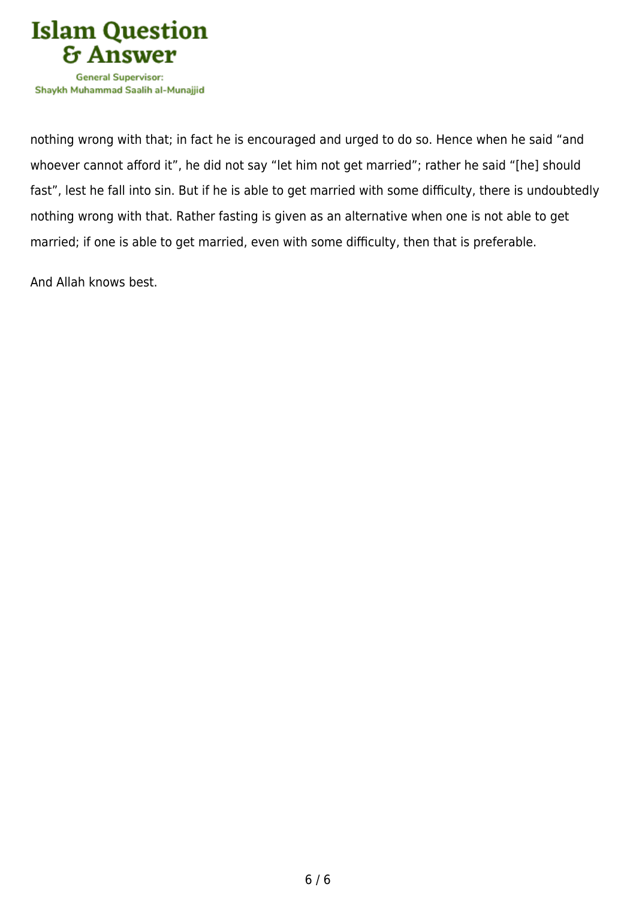nothing wrong with that; in fact he is encouraged and urged to do so. Hence when he said "and whoever cannot afford it", he did not say "let him not get married"; rather he said "[he] should fast", lest he fall into sin. But if he is able to get married with some difficulty, there is undoubtedly nothing wrong with that. Rather fasting is given as an alternative when one is not able to get married; if one is able to get married, even with some difficulty, then that is preferable.

And Allah knows best.